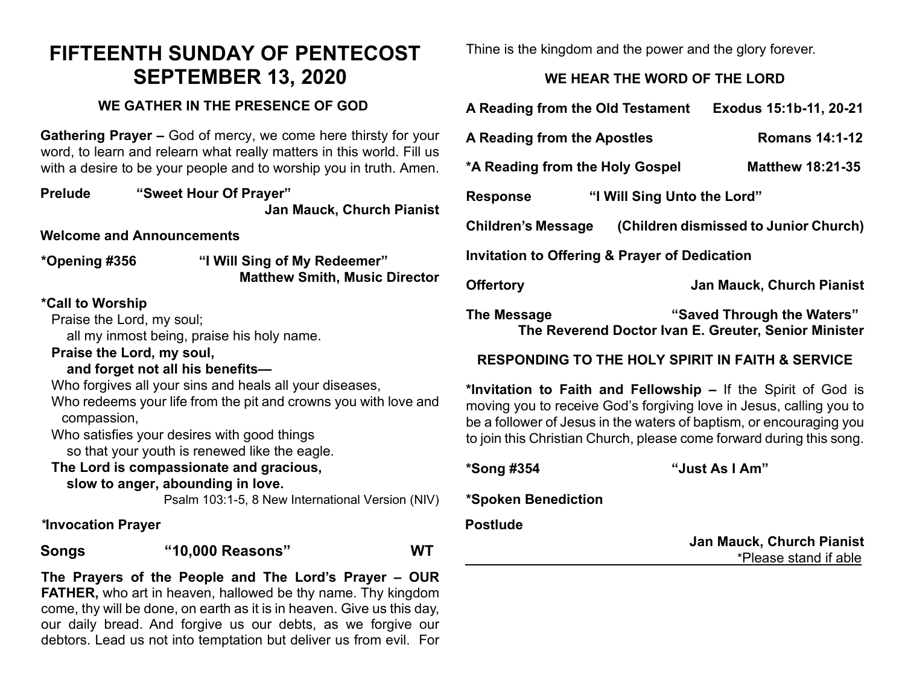# FIFTEENTH SUNDAY OF PENTECOST
# SEPTEMBER 13, 2020

### WE GATHER IN THE PRESENCE OF GOD

**Gathering Prayer –** God of mercy, we come here thirsty for your word, to learn and relearn what really matters in this world. Fill us with a desire to be your people and to worship you in truth. Amen.

**Prelude** **"Sweet Hour Of Prayer"**
**Jan Mauck, Church Pianist**

**Welcome and Announcements**

**\*Opening #356** **"I Will Sing of My Redeemer"**
**Matthew Smith, Music Director**

**\*Call to Worship**

Praise the Lord, my soul;
all my inmost being, praise his holy name.
**Praise the Lord, my soul,**
**and forget not all his benefits—**
Who forgives all your sins and heals all your diseases,
Who redeems your life from the pit and crowns you with love and compassion,
Who satisfies your desires with good things
so that your youth is renewed like the eagle.
**The Lord is compassionate and gracious,**
**slow to anger, abounding in love.**

Psalm 103:1-5, 8 New International Version (NIV)

**\*Invocation Prayer**

**Songs** **"10,000 Reasons"** **WT**

**The Prayers of the People and The Lord's Prayer – OUR FATHER,** who art in heaven, hallowed be thy name. Thy kingdom come, thy will be done, on earth as it is in heaven. Give us this day, our daily bread. And forgive us our debts, as we forgive our debtors. Lead us not into temptation but deliver us from evil. For Thine is the kingdom and the power and the glory forever.

### WE HEAR THE WORD OF THE LORD

**A Reading from the Old Testament** **Exodus 15:1b-11, 20-21**

**A Reading from the Apostles** **Romans 14:1-12**

**\*A Reading from the Holy Gospel** **Matthew 18:21-35**

**Response** **"I Will Sing Unto the Lord"**

**Children's Message** **(Children dismissed to Junior Church)**

**Invitation to Offering & Prayer of Dedication**

**Offertory** **Jan Mauck, Church Pianist**

**The Message** **"Saved Through the Waters"**
**The Reverend Doctor Ivan E. Greuter, Senior Minister**

### RESPONDING TO THE HOLY SPIRIT IN FAITH & SERVICE

**\*Invitation to Faith and Fellowship –** If the Spirit of God is moving you to receive God's forgiving love in Jesus, calling you to be a follower of Jesus in the waters of baptism, or encouraging you to join this Christian Church, please come forward during this song.

**\*Song #354** **"Just As I Am"**

**\*Spoken Benediction**

**Postlude**
**Jan Mauck, Church Pianist**

\*Please stand if able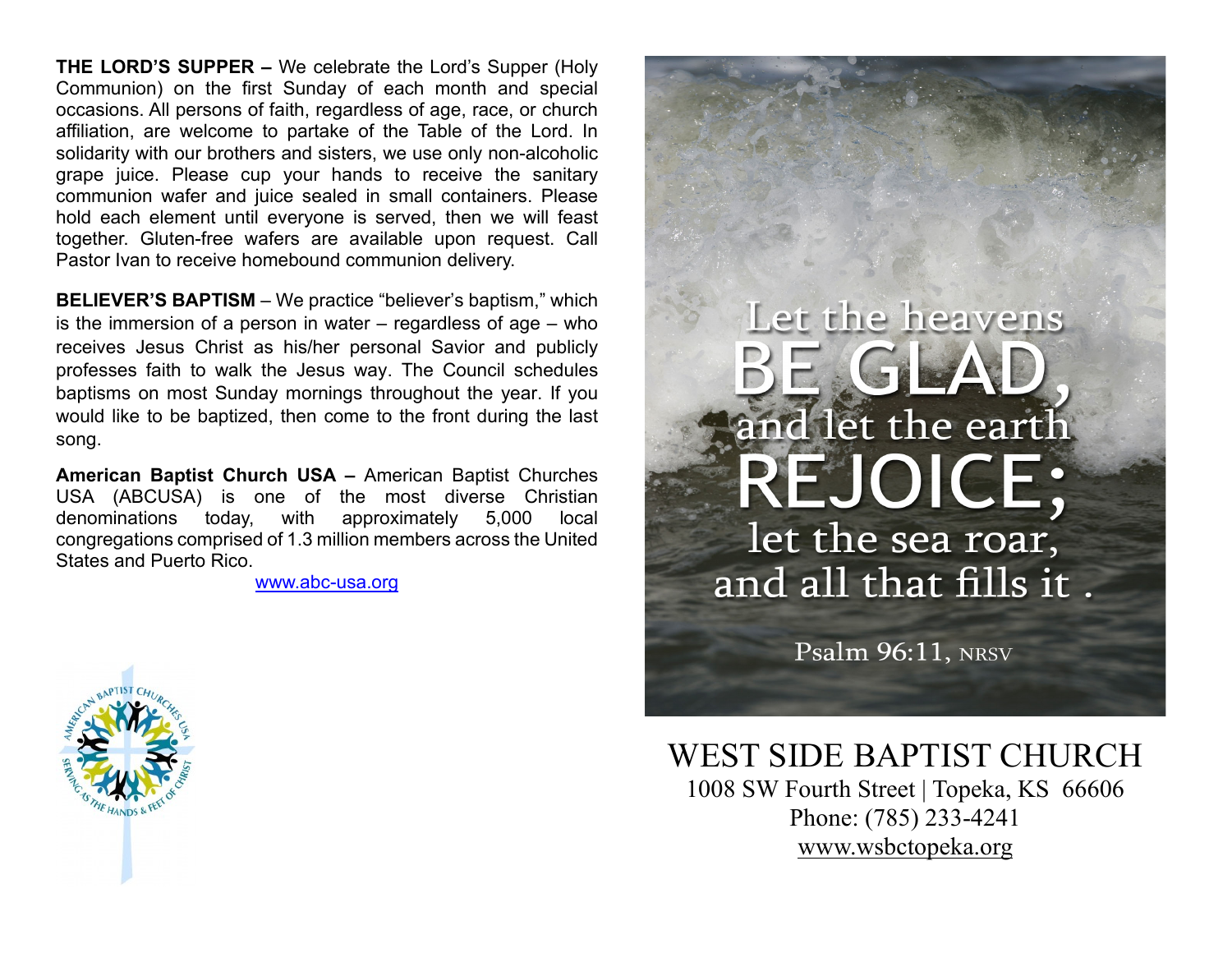**THE LORD'S SUPPER –** We celebrate the Lord's Supper (Holy Communion) on the first Sunday of each month and special occasions. All persons of faith, regardless of age, race, or church affiliation, are welcome to partake of the Table of the Lord. In solidarity with our brothers and sisters, we use only non-alcoholic grape juice. Please cup your hands to receive the sanitary communion wafer and juice sealed in small containers. Please hold each element until everyone is served, then we will feast together. Gluten-free wafers are available upon request. Call Pastor Ivan to receive homebound communion delivery.

**BELIEVER'S BAPTISM** – We practice "believer's baptism," which is the immersion of a person in water – regardless of age – who receives Jesus Christ as his/her personal Savior and publicly professes faith to walk the Jesus way. The Council schedules baptisms on most Sunday mornings throughout the year. If you would like to be baptized, then come to the front during the last song.

**American Baptist Church USA –** American Baptist Churches USA (ABCUSA) is one of the most diverse Christian denominations today, with approximately 5,000 local congregations comprised of 1.3 million members across the United States and Puerto Rico.

www.abc-usa.org

AMERICAN BAPTIST CHURCHES USA
SERVING AS THE HANDS & FEET OF CHRIST

Let the heavens BE GLAD, and let the earth REJOICE; let the sea roar, and all that fills it .

Psalm 96:11, NRSV

# WEST SIDE BAPTIST CHURCH

1008 SW Fourth Street | Topeka, KS 66606
Phone: (785) 233-4241
www.wsbctopeka.org